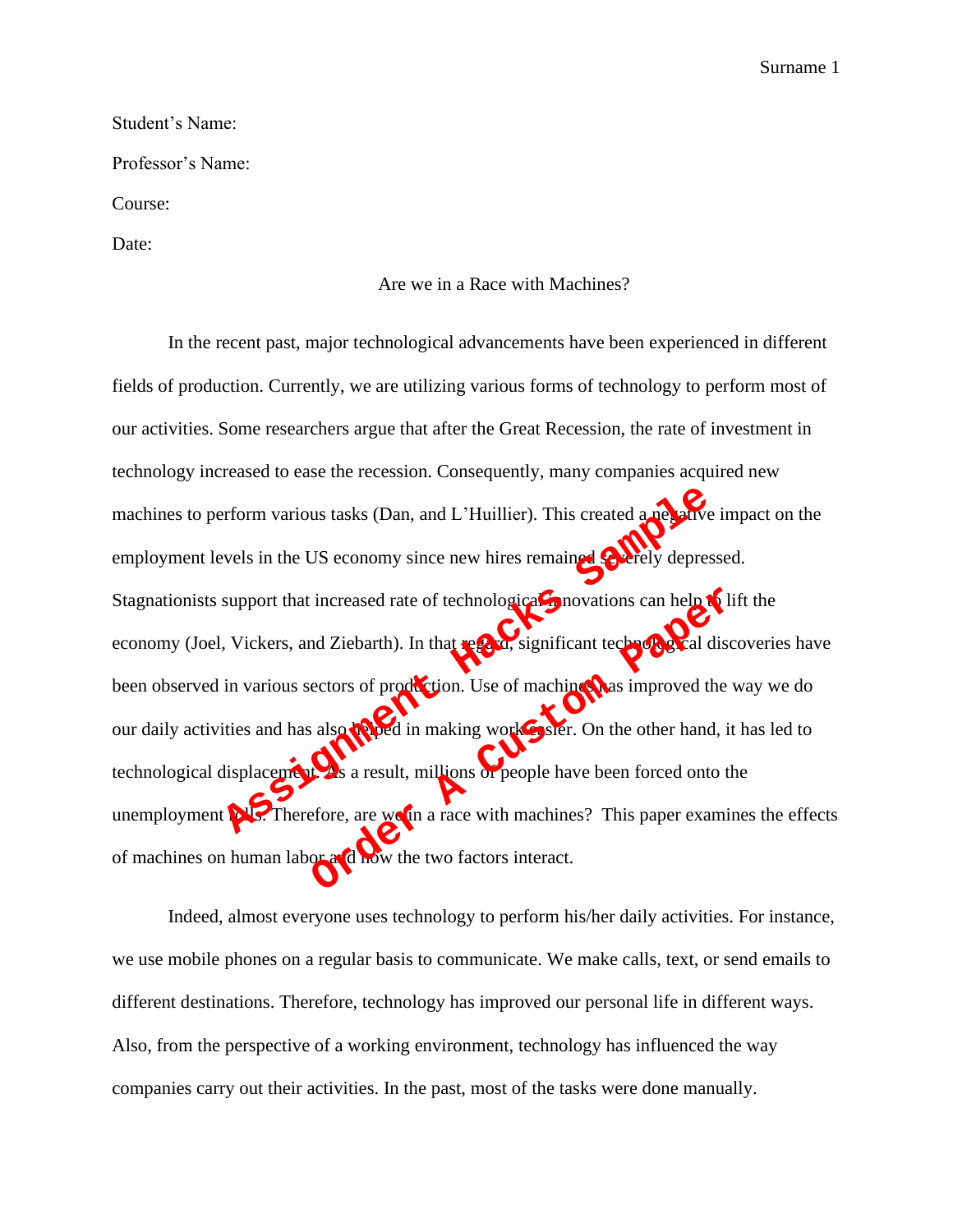Student's Name:

Professor's Name:

Course:

Date:

Are we in a Race with Machines?

In the recent past, major technological advancements have been experienced in different fields of production. Currently, we are utilizing various forms of technology to perform most of our activities. Some researchers argue that after the Great Recession, the rate of investment in technology increased to ease the recession. Consequently, many companies acquired new machines to perform various tasks (Dan, and L'Huillier). This created a negative impact on the employment levels in the US economy since new hires remained severely depressed. Stagnationists support that increased rate of technological innovations can help to lift the economy (Joel, Vickers, and Ziebarth). In that regard, significant technological discoveries have been observed in various sectors of production. Use of machines has improved the way we do our daily activities and has also helped in making work easier. On the other hand, it has led to technological displacement. As a result, millions of people have been forced onto the unemployment rolls. Therefore, are we in a race with machines? This paper examines the effects of machines on human labor and how the two factors interact.

Indeed, almost everyone uses technology to perform his/her daily activities. For instance, we use mobile phones on a regular basis to communicate. We make calls, text, or send emails to different destinations. Therefore, technology has improved our personal life in different ways. Also, from the perspective of a working environment, technology has influenced the way companies carry out their activities. In the past, most of the tasks were done manually.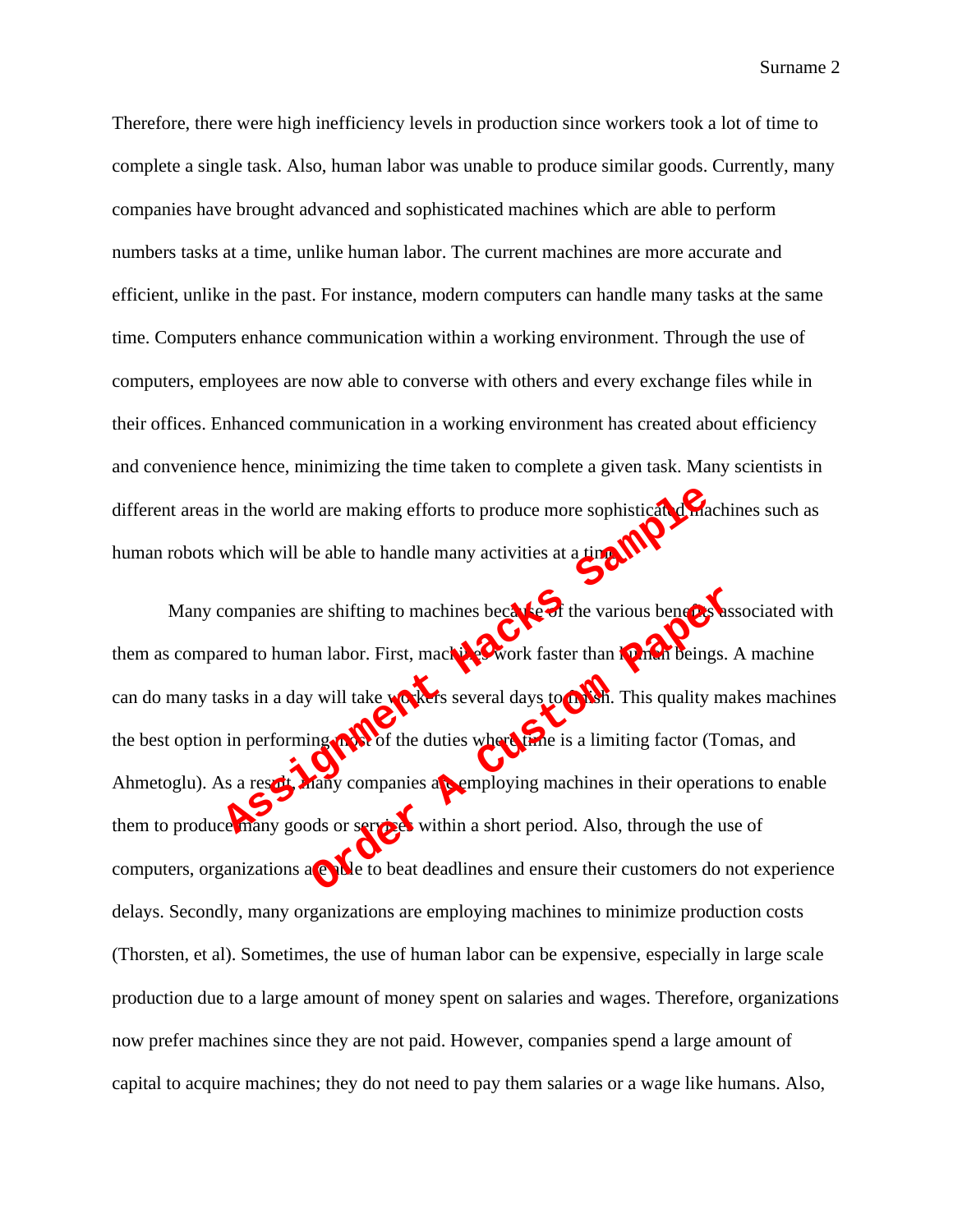Therefore, there were high inefficiency levels in production since workers took a lot of time to complete a single task. Also, human labor was unable to produce similar goods. Currently, many companies have brought advanced and sophisticated machines which are able to perform numbers tasks at a time, unlike human labor. The current machines are more accurate and efficient, unlike in the past. For instance, modern computers can handle many tasks at the same time. Computers enhance communication within a working environment. Through the use of computers, employees are now able to converse with others and every exchange files while in their offices. Enhanced communication in a working environment has created about efficiency and convenience hence, minimizing the time taken to complete a given task. Many scientists in different areas in the world are making efforts to produce more sophisticated machines such as human robots which will be able to handle many activities at a time.

Many companies are shifting to machines because of the various benefits associated with them as compared to human labor. First, machines work faster than human beings. A machine can do many tasks in a day will take workers several days to finish. This quality makes machines the best option in performing most of the duties where time is a limiting factor (Tomas, and Ahmetoglu). As a result, many companies are employing machines in their operations to enable them to produce many goods or services within a short period. Also, through the use of computers, organizations are able to beat deadlines and ensure their customers do not experience delays. Secondly, many organizations are employing machines to minimize production costs (Thorsten, et al). Sometimes, the use of human labor can be expensive, especially in large scale production due to a large amount of money spent on salaries and wages. Therefore, organizations now prefer machines since they are not paid. However, companies spend a large amount of capital to acquire machines; they do not need to pay them salaries or a wage like humans. Also,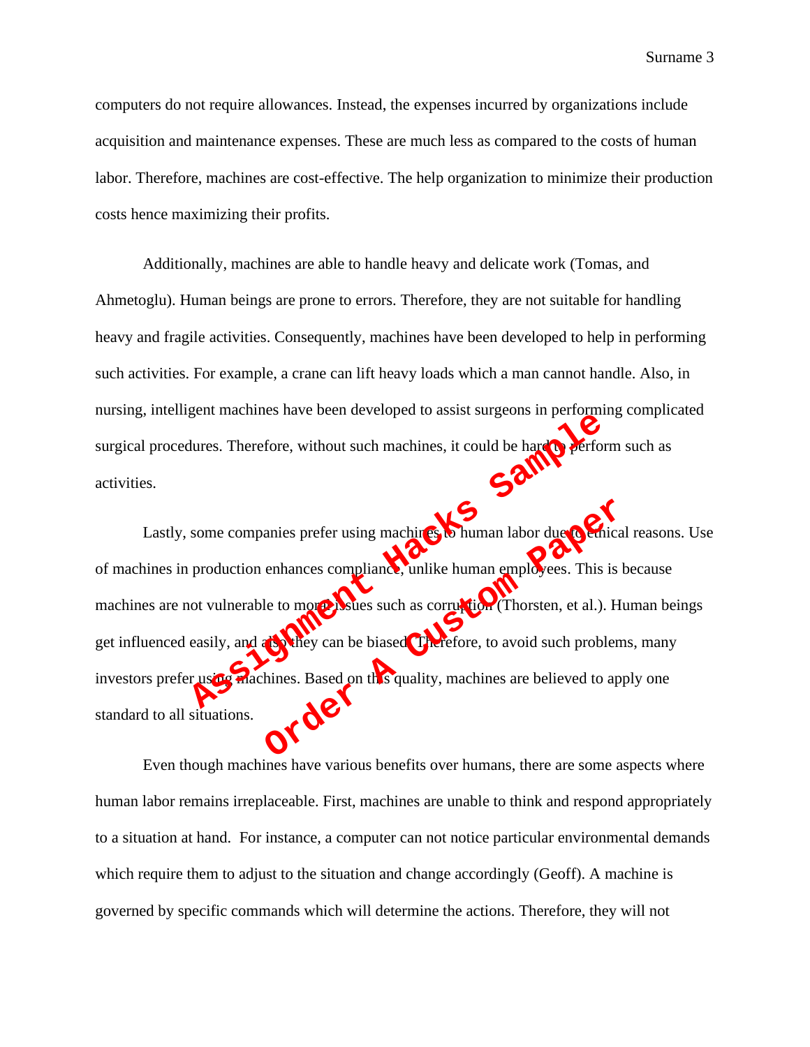computers do not require allowances. Instead, the expenses incurred by organizations include acquisition and maintenance expenses. These are much less as compared to the costs of human labor. Therefore, machines are cost-effective. The help organization to minimize their production costs hence maximizing their profits.

Additionally, machines are able to handle heavy and delicate work (Tomas, and Ahmetoglu). Human beings are prone to errors. Therefore, they are not suitable for handling heavy and fragile activities. Consequently, machines have been developed to help in performing such activities. For example, a crane can lift heavy loads which a man cannot handle. Also, in nursing, intelligent machines have been developed to assist surgeons in performing complicated surgical procedures. Therefore, without such machines, it could be hard to perform such as activities.

Lastly, some companies prefer using machines to human labor due to ethical reasons. Use of machines in production enhances compliance, unlike human employees. This is because machines are not vulnerable to moral issues such as corruption (Thorsten, et al.). Human beings get influenced easily, and also they can be biased. Therefore, to avoid such problems, many investors prefer using machines. Based on this quality, machines are believed to apply one standard to all situations.

Even though machines have various benefits over humans, there are some aspects where human labor remains irreplaceable. First, machines are unable to think and respond appropriately to a situation at hand. For instance, a computer can not notice particular environmental demands which require them to adjust to the situation and change accordingly (Geoff). A machine is governed by specific commands which will determine the actions. Therefore, they will not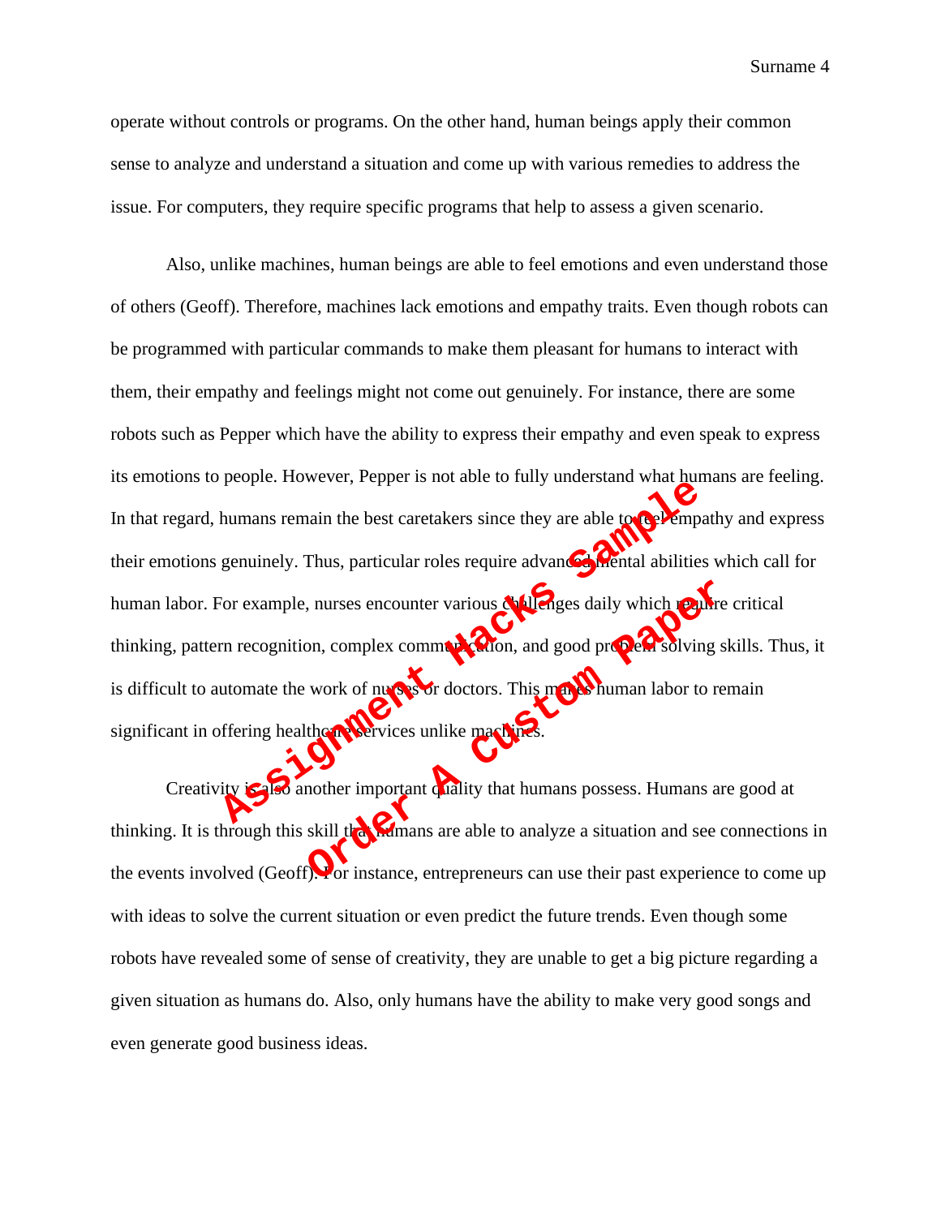operate without controls or programs. On the other hand, human beings apply their common sense to analyze and understand a situation and come up with various remedies to address the issue. For computers, they require specific programs that help to assess a given scenario.

Also, unlike machines, human beings are able to feel emotions and even understand those of others (Geoff). Therefore, machines lack emotions and empathy traits. Even though robots can be programmed with particular commands to make them pleasant for humans to interact with them, their empathy and feelings might not come out genuinely. For instance, there are some robots such as Pepper which have the ability to express their empathy and even speak to express its emotions to people. However, Pepper is not able to fully understand what humans are feeling. In that regard, humans remain the best caretakers since they are able to feel empathy and express their emotions genuinely. Thus, particular roles require advanced mental abilities which call for human labor. For example, nurses encounter various challenges daily which require critical thinking, pattern recognition, complex communication, and good problem solving skills. Thus, it is difficult to automate the work of nurses or doctors. This makes human labor to remain significant in offering healthcare services unlike machines.

Creativity is also another important quality that humans possess. Humans are good at thinking. It is through this skill that humans are able to analyze a situation and see connections in the events involved (Geoff). For instance, entrepreneurs can use their past experience to come up with ideas to solve the current situation or even predict the future trends. Even though some robots have revealed some of sense of creativity, they are unable to get a big picture regarding a given situation as humans do. Also, only humans have the ability to make very good songs and even generate good business ideas.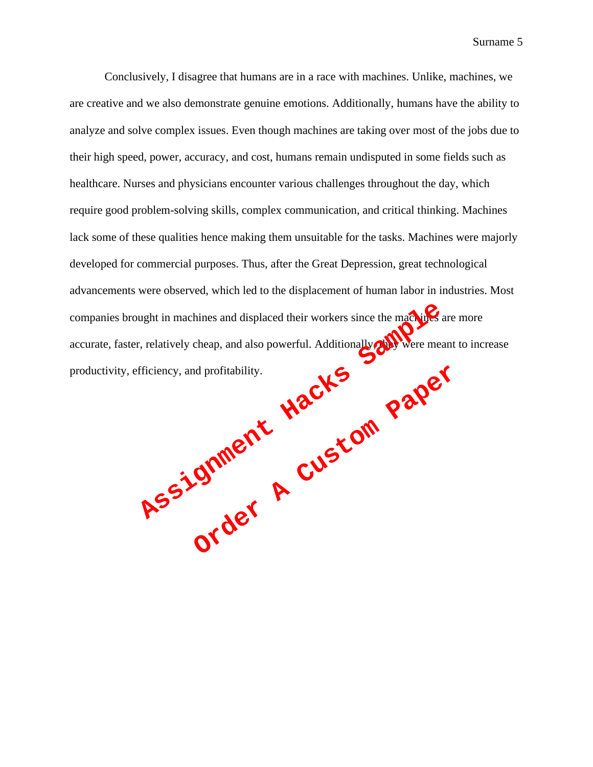Conclusively, I disagree that humans are in a race with machines. Unlike, machines, we are creative and we also demonstrate genuine emotions. Additionally, humans have the ability to analyze and solve complex issues. Even though machines are taking over most of the jobs due to their high speed, power, accuracy, and cost, humans remain undisputed in some fields such as healthcare. Nurses and physicians encounter various challenges throughout the day, which require good problem-solving skills, complex communication, and critical thinking. Machines lack some of these qualities hence making them unsuitable for the tasks. Machines were majorly developed for commercial purposes. Thus, after the Great Depression, great technological advancements were observed, which led to the displacement of human labor in industries. Most companies brought in machines and displaced their workers since the machines are more accurate, faster, relatively cheap, and also powerful. Additionally, they were meant to increase productivity, efficiency, and profitability.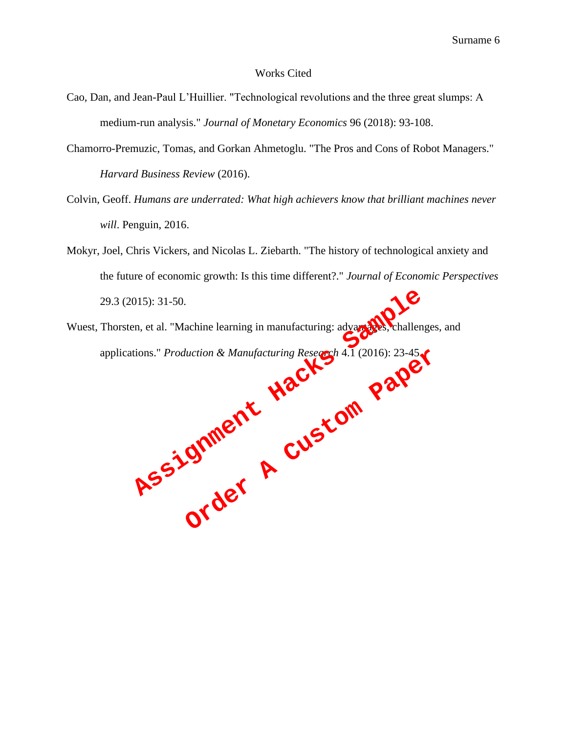# Works Cited

Cao, Dan, and Jean-Paul L'Huillier. "Technological revolutions and the three great slumps: A medium-run analysis." *Journal of Monetary Economics* 96 (2018): 93-108.

Chamorro-Premuzic, Tomas, and Gorkan Ahmetoglu. "The Pros and Cons of Robot Managers." *Harvard Business Review* (2016).

Colvin, Geoff. *Humans are underrated: What high achievers know that brilliant machines never will*. Penguin, 2016.

Mokyr, Joel, Chris Vickers, and Nicolas L. Ziebarth. "The history of technological anxiety and the future of economic growth: Is this time different?." *Journal of Economic Perspectives* 29.3 (2015): 31-50.

Wuest, Thorsten, et al. "Machine learning in manufacturing: advantages, challenges, and applications." *Production & Manufacturing Research* 4.1 (2016): 23-45.